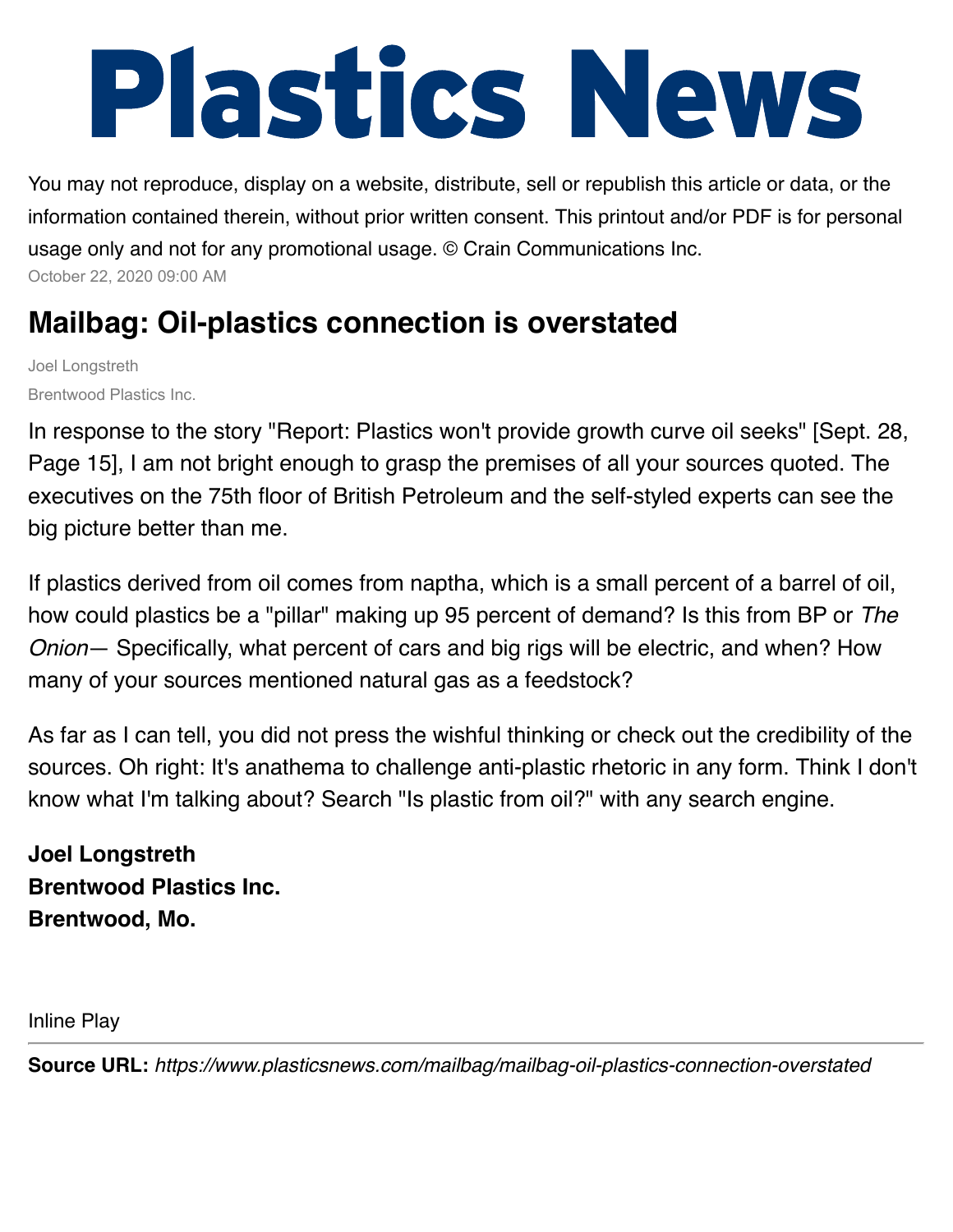# Plastics News

You may not reproduce, display on a website, distribute, sell or republish this article or data, or the information contained therein, without prior written consent. This printout and/or PDF is for personal usage only and not for any promotional usage. © Crain Communications Inc.

October 22, 2020 09:00 AM

## Mailbag: Oil-plastics connection is overstated

Joel Longstreth

Brentwood Plastics Inc.

In response to the story "Report: Plastics won't provide growth curve oil seeks" [Sept. 28, Page 15], I am not bright enough to grasp the premises of all your sources quoted. The executives on the 75th floor of British Petroleum and the self-styled experts can see the big picture better than me.

If plastics derived from oil comes from naptha, which is a small percent of a barrel of oil, how could plastics be a "pillar" making up 95 percent of demand? Is this from BP or *The Onion*— Specifically, what percent of cars and big rigs will be electric, and when? How many of your sources mentioned natural gas as a feedstock?

As far as I can tell, you did not press the wishful thinking or check out the credibility of the sources. Oh right: It's anathema to challenge anti-plastic rhetoric in any form. Think I don't know what I'm talking about? Search "Is plastic from oil?" with any search engine.

**Joel Longstreth**
**Brentwood Plastics Inc.**
**Brentwood, Mo.**

Inline Play

**Source URL:** *https://www.plasticsnews.com/mailbag/mailbag-oil-plastics-connection-overstated*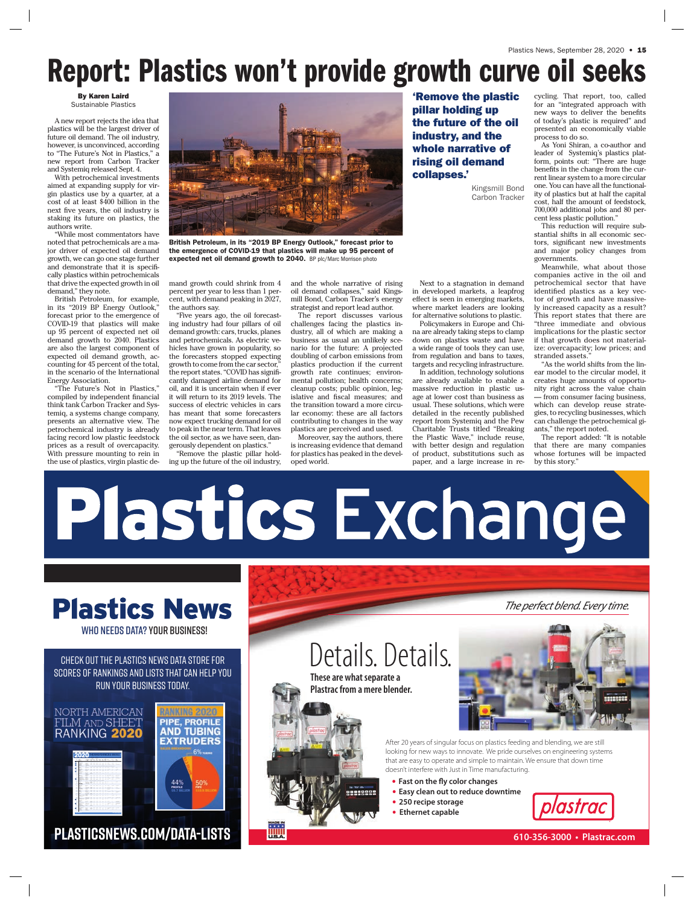# Report: Plastics won't provide growth curve oil seeks

**By Karen Laird**
Sustainable Plastics

A new report rejects the idea that plastics will be the largest driver of future oil demand. The oil industry, however, is unconvinced, according to "The Future's Not in Plastics," a new report from Carbon Tracker and Systemiq released Sept. 4.

With petrochemical investments aimed at expanding supply for virgin plastics use by a quarter, at a cost of at least $400 billion in the next five years, the oil industry is staking its future on plastics, the authors write.

"While most commentators have noted that petrochemicals are a major driver of expected oil demand growth, we can go one stage further and demonstrate that it is specifically plastics within petrochemicals that drive the expected growth in oil demand," they note.

British Petroleum, for example, in its "2019 BP Energy Outlook," forecast prior to the emergence of COVID-19 that plastics will make up 95 percent of expected net oil demand growth to 2040. Plastics are also the largest component of expected oil demand growth, accounting for 45 percent of the total, in the scenario of the International Energy Association.

"The Future's Not in Plastics," compiled by independent financial think tank Carbon Tracker and Systemiq, a systems change company, presents an alternative view. The petrochemical industry is already facing record low plastic feedstock prices as a result of overcapacity. With pressure mounting to rein in the use of plastics, virgin plastic demand growth could shrink from 4 percent per year to less than 1 percent, with demand peaking in 2027, the authors say.

"Five years ago, the oil forecasting industry had four pillars of oil demand growth: cars, trucks, planes and petrochemicals. As electric vehicles have grown in popularity, so the forecasters stopped expecting growth to come from the car sector," the report states. "COVID has significantly damaged airline demand for oil, and it is uncertain when if ever it will return to its 2019 levels. The success of electric vehicles in cars has meant that some forecasters now expect trucking demand for oil to peak in the near term. That leaves the oil sector, as we have seen, dangerously dependent on plastics."

"Remove the plastic pillar holding up the future of the oil industry, and the whole narrative of rising oil demand collapses," said Kingsmill Bond, Carbon Tracker's energy strategist and report lead author.

> **'Remove the plastic pillar holding up the future of the oil industry, and the whole narrative of rising oil demand collapses.'**
>
> Kingsmill Bond
> Carbon Tracker

British Petroleum, in its "2019 BP Energy Outlook," forecast prior to the emergence of COVID-19 that plastics will make up 95 percent of expected net oil demand growth to 2040. BP plc/Marc Morrison photo

The report discusses various challenges facing the plastics industry, all of which are making a business as usual an unlikely scenario for the future: A projected doubling of carbon emissions from plastics production if the current growth rate continues; environmental pollution; health concerns; cleanup costs; public opinion, legislative and fiscal measures; and the transition toward a more circular economy: these are all factors contributing to changes in the way plastics are perceived and used.

Moreover, say the authors, there is increasing evidence that demand for plastics has peaked in the developed world.

Next to a stagnation in demand in developed markets, a leapfrog effect is seen in emerging markets, where market leaders are looking for alternative solutions to plastic.

Policymakers in Europe and China are already taking steps to clamp down on plastics waste and have a wide range of tools they can use, from regulation and bans to taxes, targets and recycling infrastructure.

In addition, technology solutions are already available to enable a massive reduction in plastic usage at lower cost than business as usual. These solutions, which were detailed in the recently published report from Systemiq and the Pew Charitable Trusts titled "Breaking the Plastic Wave," include reuse, with better design and regulation of product, substitutions such as paper, and a large increase in recycling. That report, too, called for an "integrated approach with new ways to deliver the benefits of today's plastic is required" and presented an economically viable process to do so.

As Yoni Shiran, a co-author and leader of Systemiq's plastics platform, points out: "There are huge benefits in the change from the current linear system to a more circular one. You can have all the functionality of plastics but at half the capital cost, half the amount of feedstock, 700,000 additional jobs and 80 percent less plastic pollution."

This reduction will require substantial shifts in all economic sectors, significant new investments and major policy changes from governments.

Meanwhile, what about those companies active in the oil and petrochemical sector that have identified plastics as a key vector of growth and have massively increased capacity as a result? This report states that there are "three immediate and obvious implications for the plastic sector if that growth does not materialize: overcapacity; low prices; and stranded assets."

"As the world shifts from the linear model to the circular model, it creates huge amounts of opportunity right across the value chain — from consumer facing businesses, which can develop reuse strategies, to recycling businesses, which can challenge the petrochemical giants," the report noted.

The report added: "It is notable that there are many companies whose fortunes will be impacted by this story."

---

# Plastics Exchange

**Plastics News**
WHO NEEDS DATA? YOUR BUSINESS!

CHECK OUT THE PLASTICS NEWS DATA STORE FOR SCORES OF RANKINGS AND LISTS THAT CAN HELP YOU RUN YOUR BUSINESS TODAY.

NORTH AMERICAN FILM AND SHEET RANKING 2020

RANKING 2020 PIPE, PROFILE AND TUBING EXTRUDERS

PLASTICSNEWS.COM/DATA-LISTS

---

*The perfect blend. Every time.*

# Details. Details.

**These are what separate a Plastrac from a mere blender.**

After 20 years of singular focus on plastics feeding and blending, we are still looking for new ways to innovate. We pride ourselves on engineering systems that are easy to operate and simple to maintain. We ensure that down time doesn't interfere with Just in Time manufacturing.

- Fast on the fly color changes
- Easy clean out to reduce downtime
- 250 recipe storage
- Ethernet capable

MADE IN U.S.A.

plastrac

610-356-3000 • Plastrac.com